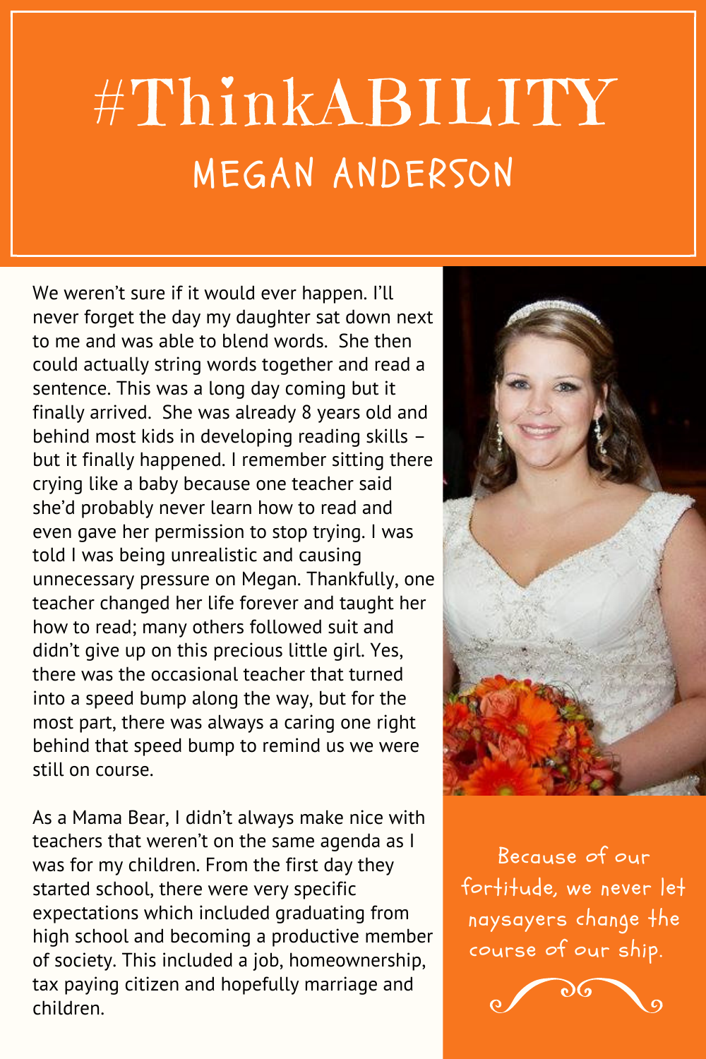# #ThinkABILITY

## MEGAN ANDERSON

We weren't sure if it would ever happen. I'll never forget the day my daughter sat down next to me and was able to blend words. She then could actually string words together and read a sentence. This was a long day coming but it finally arrived. She was already 8 years old and behind most kids in developing reading skills – but it finally happened. I remember sitting there crying like a baby because one teacher said she'd probably never learn how to read and even gave her permission to stop trying. I was told I was being unrealistic and causing unnecessary pressure on Megan. Thankfully, one teacher changed her life forever and taught her how to read; many others followed suit and didn't give up on this precious little girl. Yes, there was the occasional teacher that turned into a speed bump along the way, but for the most part, there was always a caring one right behind that speed bump to remind us we were still on course.

As a Mama Bear, I didn't always make nice with teachers that weren't on the same agenda as I was for my children. From the first day they started school, there were very specific expectations which included graduating from high school and becoming a productive member of society. This included a job, homeownership, tax paying citizen and hopefully marriage and children.

Because of our fortitude, we never let naysayers change the course of our ship.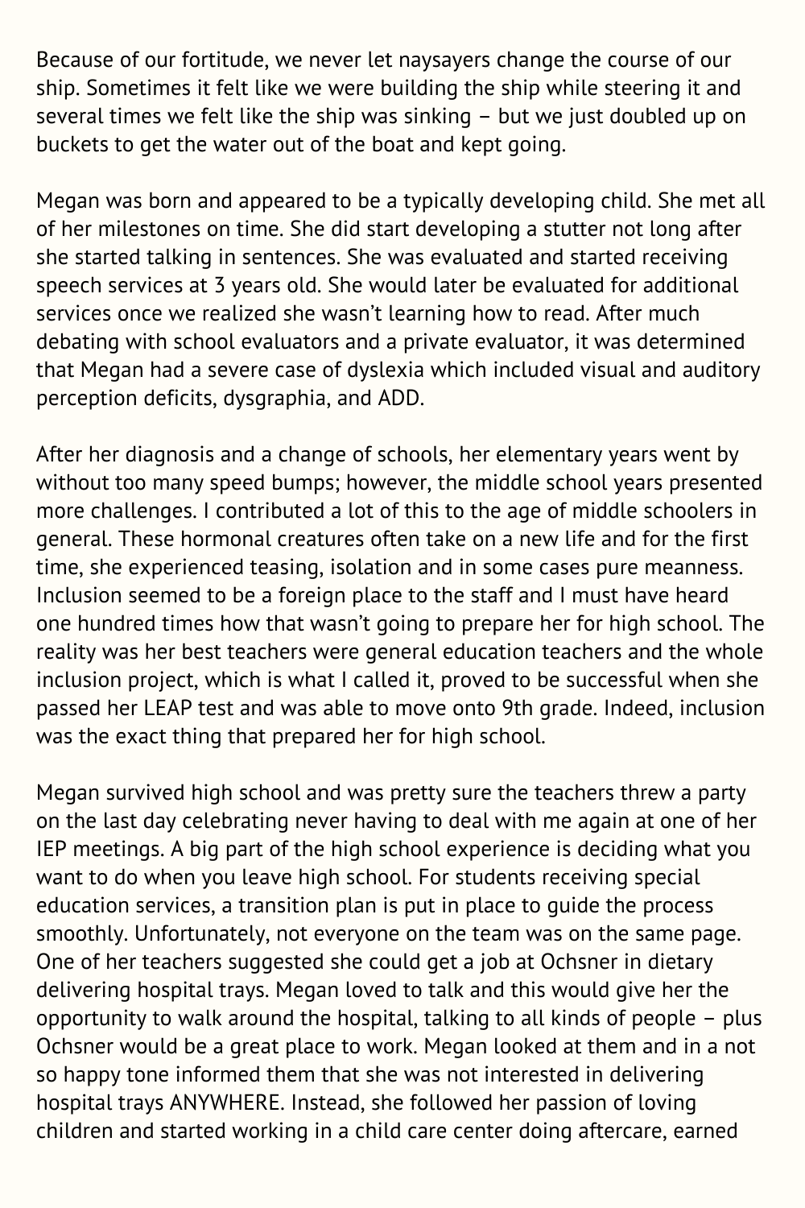Because of our fortitude, we never let naysayers change the course of our ship. Sometimes it felt like we were building the ship while steering it and several times we felt like the ship was sinking – but we just doubled up on buckets to get the water out of the boat and kept going.

Megan was born and appeared to be a typically developing child. She met all of her milestones on time. She did start developing a stutter not long after she started talking in sentences. She was evaluated and started receiving speech services at 3 years old. She would later be evaluated for additional services once we realized she wasn't learning how to read. After much debating with school evaluators and a private evaluator, it was determined that Megan had a severe case of dyslexia which included visual and auditory perception deficits, dysgraphia, and ADD.

After her diagnosis and a change of schools, her elementary years went by without too many speed bumps; however, the middle school years presented more challenges. I contributed a lot of this to the age of middle schoolers in general. These hormonal creatures often take on a new life and for the first time, she experienced teasing, isolation and in some cases pure meanness. Inclusion seemed to be a foreign place to the staff and I must have heard one hundred times how that wasn't going to prepare her for high school. The reality was her best teachers were general education teachers and the whole inclusion project, which is what I called it, proved to be successful when she passed her LEAP test and was able to move onto 9th grade. Indeed, inclusion was the exact thing that prepared her for high school.

Megan survived high school and was pretty sure the teachers threw a party on the last day celebrating never having to deal with me again at one of her IEP meetings. A big part of the high school experience is deciding what you want to do when you leave high school. For students receiving special education services, a transition plan is put in place to guide the process smoothly. Unfortunately, not everyone on the team was on the same page. One of her teachers suggested she could get a job at Ochsner in dietary delivering hospital trays. Megan loved to talk and this would give her the opportunity to walk around the hospital, talking to all kinds of people – plus Ochsner would be a great place to work. Megan looked at them and in a not so happy tone informed them that she was not interested in delivering hospital trays ANYWHERE. Instead, she followed her passion of loving children and started working in a child care center doing aftercare, earned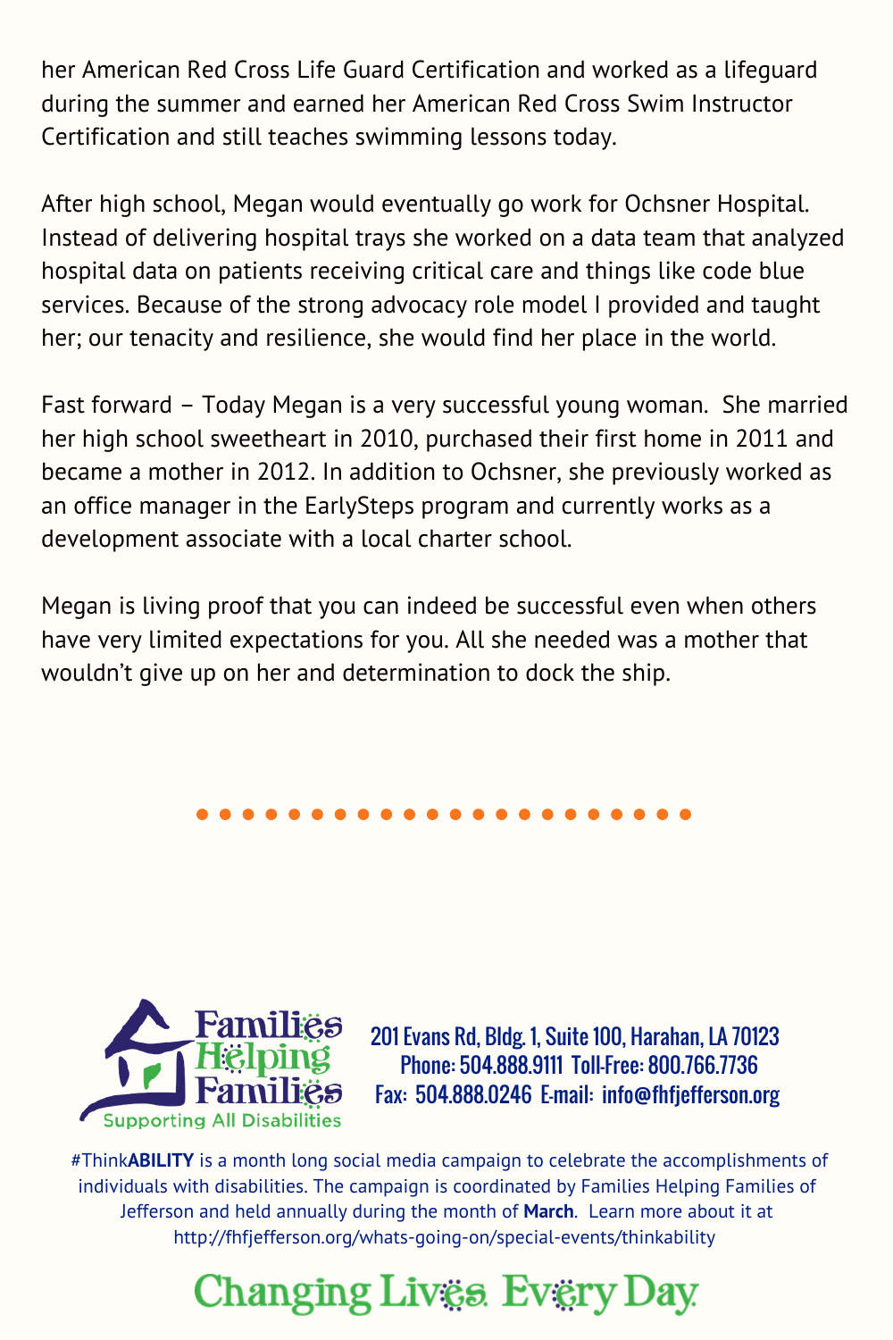her American Red Cross Life Guard Certification and worked as a lifeguard during the summer and earned her American Red Cross Swim Instructor Certification and still teaches swimming lessons today.

After high school, Megan would eventually go work for Ochsner Hospital. Instead of delivering hospital trays she worked on a data team that analyzed hospital data on patients receiving critical care and things like code blue services. Because of the strong advocacy role model I provided and taught her; our tenacity and resilience, she would find her place in the world.

Fast forward – Today Megan is a very successful young woman. She married her high school sweetheart in 2010, purchased their first home in 2011 and became a mother in 2012. In addition to Ochsner, she previously worked as an office manager in the EarlySteps program and currently works as a development associate with a local charter school.

Megan is living proof that you can indeed be successful even when others have very limited expectations for you. All she needed was a mother that wouldn't give up on her and determination to dock the ship.

Families Helping Families
Supporting All Disabilities

201 Evans Rd, Bldg. 1, Suite 100, Harahan, LA 70123
Phone: 504.888.9111 Toll-Free: 800.766.7736
Fax: 504.888.0246 E-mail: info@fhfjefferson.org

#Think**ABILITY** is a month long social media campaign to celebrate the accomplishments of individuals with disabilities. The campaign is coordinated by Families Helping Families of Jefferson and held annually during the month of **March**. Learn more about it at http://fhfjefferson.org/whats-going-on/special-events/thinkability

Changing Lives. Every Day.